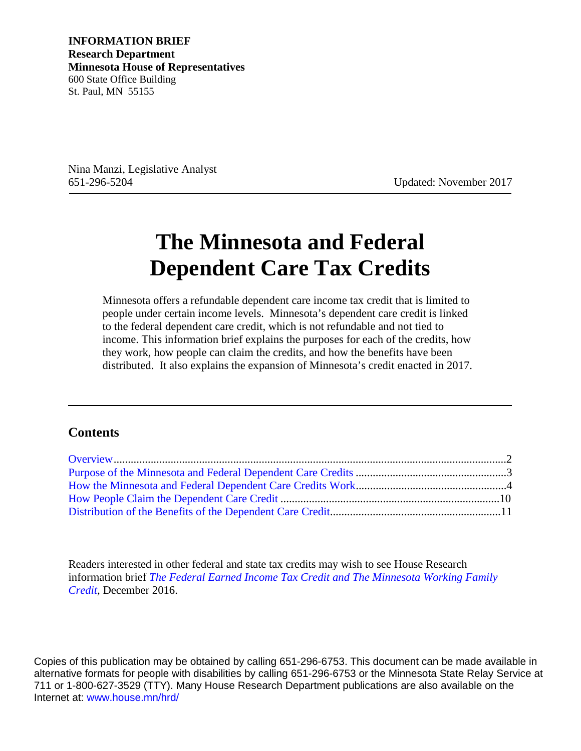**INFORMATION BRIEF**
**Research Department**
**Minnesota House of Representatives**
600 State Office Building
St. Paul, MN 55155

Nina Manzi, Legislative Analyst
651-296-5204

Updated: November 2017

# The Minnesota and Federal Dependent Care Tax Credits

Minnesota offers a refundable dependent care income tax credit that is limited to people under certain income levels. Minnesota's dependent care credit is linked to the federal dependent care credit, which is not refundable and not tied to income. This information brief explains the purposes for each of the credits, how they work, how people can claim the credits, and how the benefits have been distributed. It also explains the expansion of Minnesota's credit enacted in 2017.

## Contents

Overview ........................................................................................................................... 2
Purpose of the Minnesota and Federal Dependent Care Credits ...................................... 3
How the Minnesota and Federal Dependent Care Credits Work ...................................... 4
How People Claim the Dependent Care Credit ............................................................... 10
Distribution of the Benefits of the Dependent Care Credit ............................................. 11

Readers interested in other federal and state tax credits may wish to see House Research information brief *The Federal Earned Income Tax Credit and The Minnesota Working Family Credit*, December 2016.

Copies of this publication may be obtained by calling 651-296-6753. This document can be made available in alternative formats for people with disabilities by calling 651-296-6753 or the Minnesota State Relay Service at 711 or 1-800-627-3529 (TTY). Many House Research Department publications are also available on the Internet at: www.house.mn/hrd/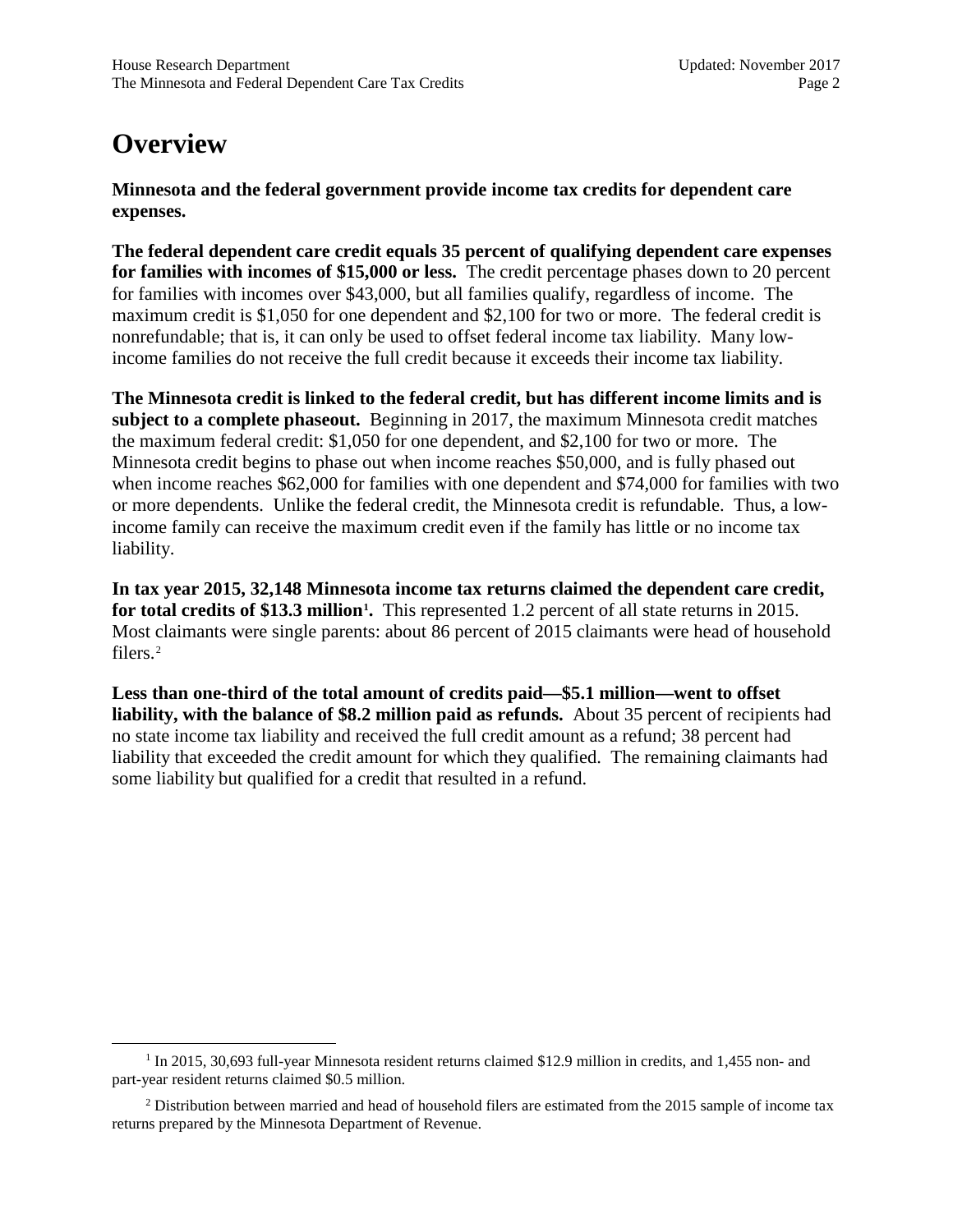# Overview

**Minnesota and the federal government provide income tax credits for dependent care expenses.**

**The federal dependent care credit equals 35 percent of qualifying dependent care expenses for families with incomes of $15,000 or less.** The credit percentage phases down to 20 percent for families with incomes over $43,000, but all families qualify, regardless of income. The maximum credit is $1,050 for one dependent and $2,100 for two or more. The federal credit is nonrefundable; that is, it can only be used to offset federal income tax liability. Many low-income families do not receive the full credit because it exceeds their income tax liability.

**The Minnesota credit is linked to the federal credit, but has different income limits and is subject to a complete phaseout.** Beginning in 2017, the maximum Minnesota credit matches the maximum federal credit: $1,050 for one dependent, and $2,100 for two or more. The Minnesota credit begins to phase out when income reaches $50,000, and is fully phased out when income reaches $62,000 for families with one dependent and $74,000 for families with two or more dependents. Unlike the federal credit, the Minnesota credit is refundable. Thus, a low-income family can receive the maximum credit even if the family has little or no income tax liability.

**In tax year 2015, 32,148 Minnesota income tax returns claimed the dependent care credit, for total credits of $13.3 million[1].** This represented 1.2 percent of all state returns in 2015. Most claimants were single parents: about 86 percent of 2015 claimants were head of household filers.[2]

**Less than one-third of the total amount of credits paid—$5.1 million—went to offset liability, with the balance of $8.2 million paid as refunds.** About 35 percent of recipients had no state income tax liability and received the full credit amount as a refund; 38 percent had liability that exceeded the credit amount for which they qualified. The remaining claimants had some liability but qualified for a credit that resulted in a refund.

---

[1] In 2015, 30,693 full-year Minnesota resident returns claimed $12.9 million in credits, and 1,455 non- and part-year resident returns claimed $0.5 million.

[2] Distribution between married and head of household filers are estimated from the 2015 sample of income tax returns prepared by the Minnesota Department of Revenue.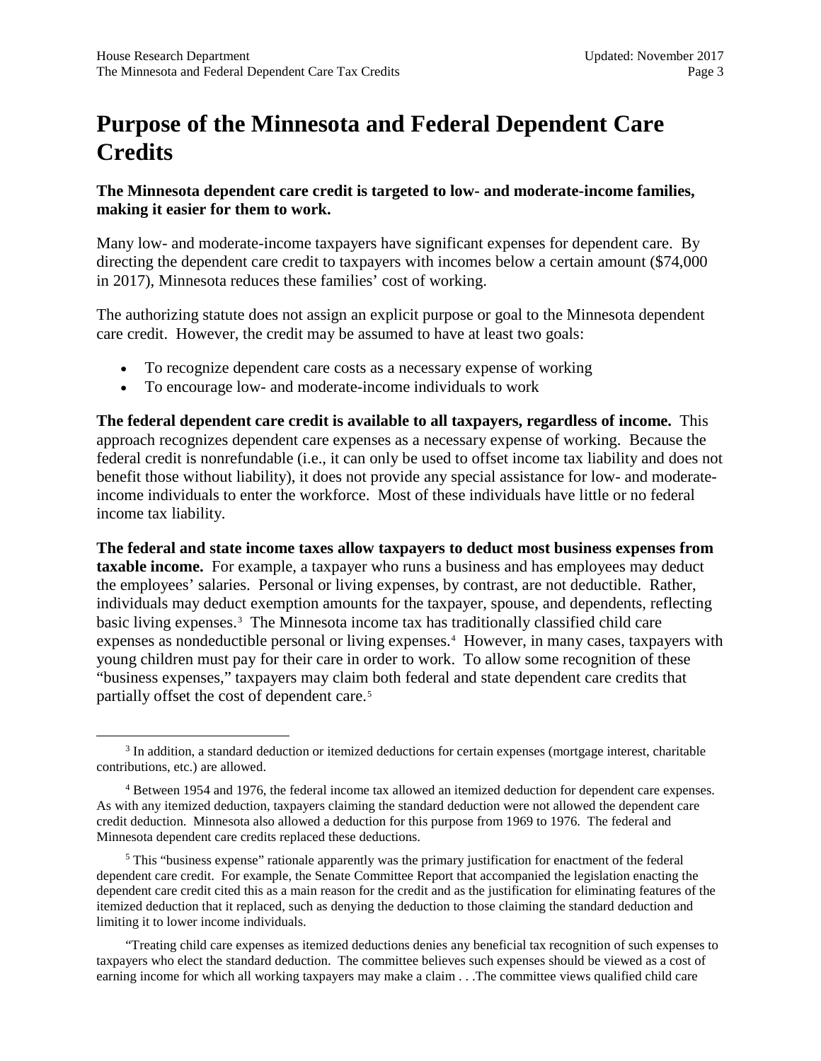# Purpose of the Minnesota and Federal Dependent Care Credits

**The Minnesota dependent care credit is targeted to low- and moderate-income families, making it easier for them to work.**

Many low- and moderate-income taxpayers have significant expenses for dependent care. By directing the dependent care credit to taxpayers with incomes below a certain amount ($74,000 in 2017), Minnesota reduces these families' cost of working.

The authorizing statute does not assign an explicit purpose or goal to the Minnesota dependent care credit. However, the credit may be assumed to have at least two goals:

- To recognize dependent care costs as a necessary expense of working
- To encourage low- and moderate-income individuals to work

**The federal dependent care credit is available to all taxpayers, regardless of income.** This approach recognizes dependent care expenses as a necessary expense of working. Because the federal credit is nonrefundable (i.e., it can only be used to offset income tax liability and does not benefit those without liability), it does not provide any special assistance for low- and moderate-income individuals to enter the workforce. Most of these individuals have little or no federal income tax liability.

**The federal and state income taxes allow taxpayers to deduct most business expenses from taxable income.** For example, a taxpayer who runs a business and has employees may deduct the employees' salaries. Personal or living expenses, by contrast, are not deductible. Rather, individuals may deduct exemption amounts for the taxpayer, spouse, and dependents, reflecting basic living expenses.[3] The Minnesota income tax has traditionally classified child care expenses as nondeductible personal or living expenses.[4] However, in many cases, taxpayers with young children must pay for their care in order to work. To allow some recognition of these "business expenses," taxpayers may claim both federal and state dependent care credits that partially offset the cost of dependent care.[5]

---

[3] In addition, a standard deduction or itemized deductions for certain expenses (mortgage interest, charitable contributions, etc.) are allowed.

[4] Between 1954 and 1976, the federal income tax allowed an itemized deduction for dependent care expenses. As with any itemized deduction, taxpayers claiming the standard deduction were not allowed the dependent care credit deduction. Minnesota also allowed a deduction for this purpose from 1969 to 1976. The federal and Minnesota dependent care credits replaced these deductions.

[5] This "business expense" rationale apparently was the primary justification for enactment of the federal dependent care credit. For example, the Senate Committee Report that accompanied the legislation enacting the dependent care credit cited this as a main reason for the credit and as the justification for eliminating features of the itemized deduction that it replaced, such as denying the deduction to those claiming the standard deduction and limiting it to lower income individuals.

"Treating child care expenses as itemized deductions denies any beneficial tax recognition of such expenses to taxpayers who elect the standard deduction. The committee believes such expenses should be viewed as a cost of earning income for which all working taxpayers may make a claim . . .The committee views qualified child care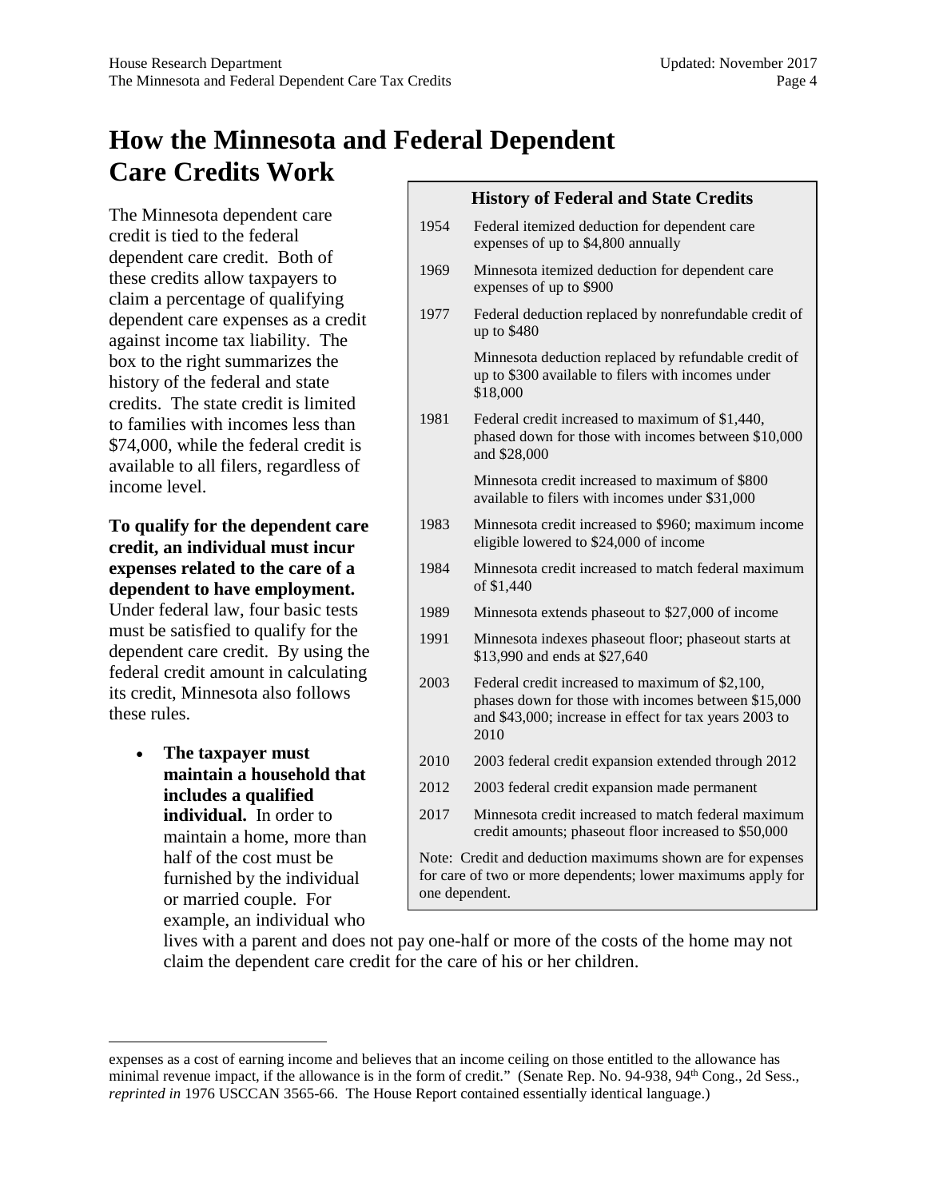# How the Minnesota and Federal Dependent Care Credits Work

The Minnesota dependent care credit is tied to the federal dependent care credit. Both of these credits allow taxpayers to claim a percentage of qualifying dependent care expenses as a credit against income tax liability. The box to the right summarizes the history of the federal and state credits. The state credit is limited to families with incomes less than $74,000, while the federal credit is available to all filers, regardless of income level.

**History of Federal and State Credits**

| Year | Event |
|---|---|
| 1954 | Federal itemized deduction for dependent care expenses of up to $4,800 annually |
| 1969 | Minnesota itemized deduction for dependent care expenses of up to $900 |
| 1977 | Federal deduction replaced by nonrefundable credit of up to $480 |
| | Minnesota deduction replaced by refundable credit of up to $300 available to filers with incomes under $18,000 |
| 1981 | Federal credit increased to maximum of $1,440, phased down for those with incomes between $10,000 and $28,000 |
| | Minnesota credit increased to maximum of $800 available to filers with incomes under $31,000 |
| 1983 | Minnesota credit increased to $960; maximum income eligible lowered to $24,000 of income |
| 1984 | Minnesota credit increased to match federal maximum of $1,440 |
| 1989 | Minnesota extends phaseout to $27,000 of income |
| 1991 | Minnesota indexes phaseout floor; phaseout starts at $13,990 and ends at $27,640 |
| 2003 | Federal credit increased to maximum of $2,100, phases down for those with incomes between $15,000 and $43,000; increase in effect for tax years 2003 to 2010 |
| 2010 | 2003 federal credit expansion extended through 2012 |
| 2012 | 2003 federal credit expansion made permanent |
| 2017 | Minnesota credit increased to match federal maximum credit amounts; phaseout floor increased to $50,000 |

Note: Credit and deduction maximums shown are for expenses for care of two or more dependents; lower maximums apply for one dependent.

**To qualify for the dependent care credit, an individual must incur expenses related to the care of a dependent to have employment.** Under federal law, four basic tests must be satisfied to qualify for the dependent care credit. By using the federal credit amount in calculating its credit, Minnesota also follows these rules.

- **The taxpayer must maintain a household that includes a qualified individual.** In order to maintain a home, more than half of the cost must be furnished by the individual or married couple. For example, an individual who lives with a parent and does not pay one-half or more of the costs of the home may not claim the dependent care credit for the care of his or her children.

---

expenses as a cost of earning income and believes that an income ceiling on those entitled to the allowance has minimal revenue impact, if the allowance is in the form of credit." (Senate Rep. No. 94-938, 94th Cong., 2d Sess., *reprinted in* 1976 USCCAN 3565-66. The House Report contained essentially identical language.)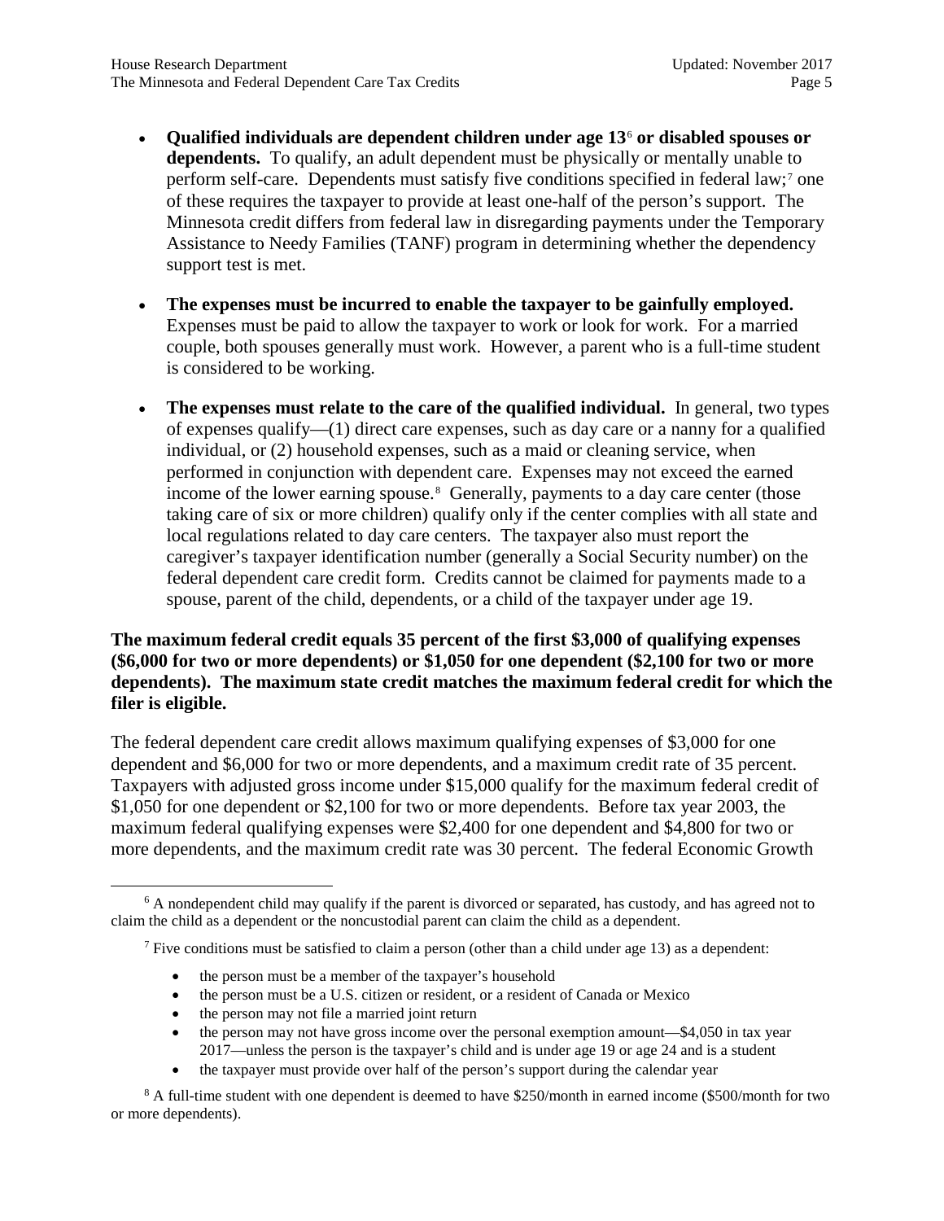- **Qualified individuals are dependent children under age 13**[6] **or disabled spouses or dependents.** To qualify, an adult dependent must be physically or mentally unable to perform self-care. Dependents must satisfy five conditions specified in federal law;[7] one of these requires the taxpayer to provide at least one-half of the person's support. The Minnesota credit differs from federal law in disregarding payments under the Temporary Assistance to Needy Families (TANF) program in determining whether the dependency support test is met.

- **The expenses must be incurred to enable the taxpayer to be gainfully employed.** Expenses must be paid to allow the taxpayer to work or look for work. For a married couple, both spouses generally must work. However, a parent who is a full-time student is considered to be working.

- **The expenses must relate to the care of the qualified individual.** In general, two types of expenses qualify—(1) direct care expenses, such as day care or a nanny for a qualified individual, or (2) household expenses, such as a maid or cleaning service, when performed in conjunction with dependent care. Expenses may not exceed the earned income of the lower earning spouse.[8] Generally, payments to a day care center (those taking care of six or more children) qualify only if the center complies with all state and local regulations related to day care centers. The taxpayer also must report the caregiver's taxpayer identification number (generally a Social Security number) on the federal dependent care credit form. Credits cannot be claimed for payments made to a spouse, parent of the child, dependents, or a child of the taxpayer under age 19.

**The maximum federal credit equals 35 percent of the first $3,000 of qualifying expenses ($6,000 for two or more dependents) or $1,050 for one dependent ($2,100 for two or more dependents). The maximum state credit matches the maximum federal credit for which the filer is eligible.**

The federal dependent care credit allows maximum qualifying expenses of $3,000 for one dependent and $6,000 for two or more dependents, and a maximum credit rate of 35 percent. Taxpayers with adjusted gross income under $15,000 qualify for the maximum federal credit of $1,050 for one dependent or $2,100 for two or more dependents. Before tax year 2003, the maximum federal qualifying expenses were $2,400 for one dependent and $4,800 for two or more dependents, and the maximum credit rate was 30 percent. The federal Economic Growth

---

[6] A nondependent child may qualify if the parent is divorced or separated, has custody, and has agreed not to claim the child as a dependent or the noncustodial parent can claim the child as a dependent.

[7] Five conditions must be satisfied to claim a person (other than a child under age 13) as a dependent:

- the person must be a member of the taxpayer's household
- the person must be a U.S. citizen or resident, or a resident of Canada or Mexico
- the person may not file a married joint return
- the person may not have gross income over the personal exemption amount—$4,050 in tax year 2017—unless the person is the taxpayer's child and is under age 19 or age 24 and is a student
- the taxpayer must provide over half of the person's support during the calendar year

[8] A full-time student with one dependent is deemed to have $250/month in earned income ($500/month for two or more dependents).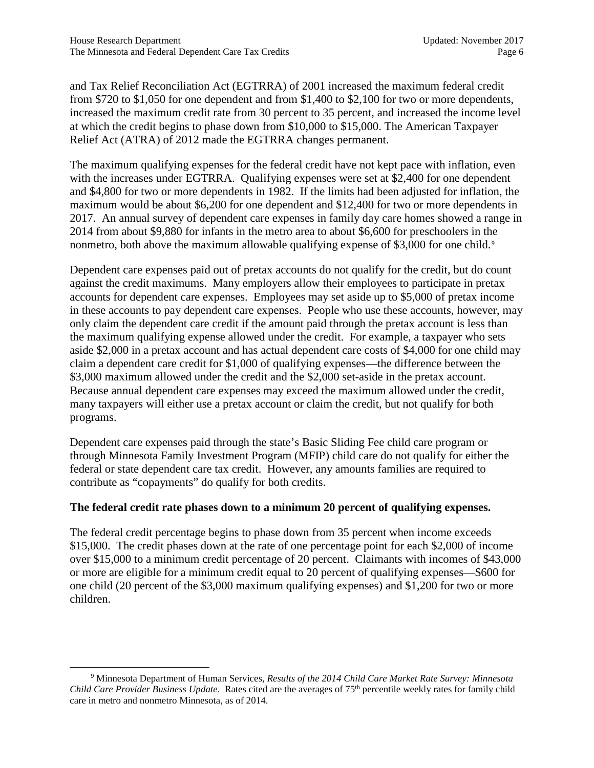and Tax Relief Reconciliation Act (EGTRRA) of 2001 increased the maximum federal credit from $720 to $1,050 for one dependent and from $1,400 to $2,100 for two or more dependents, increased the maximum credit rate from 30 percent to 35 percent, and increased the income level at which the credit begins to phase down from $10,000 to $15,000. The American Taxpayer Relief Act (ATRA) of 2012 made the EGTRRA changes permanent.

The maximum qualifying expenses for the federal credit have not kept pace with inflation, even with the increases under EGTRRA. Qualifying expenses were set at $2,400 for one dependent and $4,800 for two or more dependents in 1982. If the limits had been adjusted for inflation, the maximum would be about $6,200 for one dependent and $12,400 for two or more dependents in 2017. An annual survey of dependent care expenses in family day care homes showed a range in 2014 from about $9,880 for infants in the metro area to about $6,600 for preschoolers in the nonmetro, both above the maximum allowable qualifying expense of $3,000 for one child.[9]

Dependent care expenses paid out of pretax accounts do not qualify for the credit, but do count against the credit maximums. Many employers allow their employees to participate in pretax accounts for dependent care expenses. Employees may set aside up to $5,000 of pretax income in these accounts to pay dependent care expenses. People who use these accounts, however, may only claim the dependent care credit if the amount paid through the pretax account is less than the maximum qualifying expense allowed under the credit. For example, a taxpayer who sets aside $2,000 in a pretax account and has actual dependent care costs of $4,000 for one child may claim a dependent care credit for $1,000 of qualifying expenses—the difference between the $3,000 maximum allowed under the credit and the $2,000 set-aside in the pretax account. Because annual dependent care expenses may exceed the maximum allowed under the credit, many taxpayers will either use a pretax account or claim the credit, but not qualify for both programs.

Dependent care expenses paid through the state's Basic Sliding Fee child care program or through Minnesota Family Investment Program (MFIP) child care do not qualify for either the federal or state dependent care tax credit. However, any amounts families are required to contribute as "copayments" do qualify for both credits.

**The federal credit rate phases down to a minimum 20 percent of qualifying expenses.**

The federal credit percentage begins to phase down from 35 percent when income exceeds $15,000. The credit phases down at the rate of one percentage point for each $2,000 of income over $15,000 to a minimum credit percentage of 20 percent. Claimants with incomes of $43,000 or more are eligible for a minimum credit equal to 20 percent of qualifying expenses—$600 for one child (20 percent of the $3,000 maximum qualifying expenses) and $1,200 for two or more children.

---

[9] Minnesota Department of Human Services, *Results of the 2014 Child Care Market Rate Survey: Minnesota Child Care Provider Business Update*. Rates cited are the averages of 75th percentile weekly rates for family child care in metro and nonmetro Minnesota, as of 2014.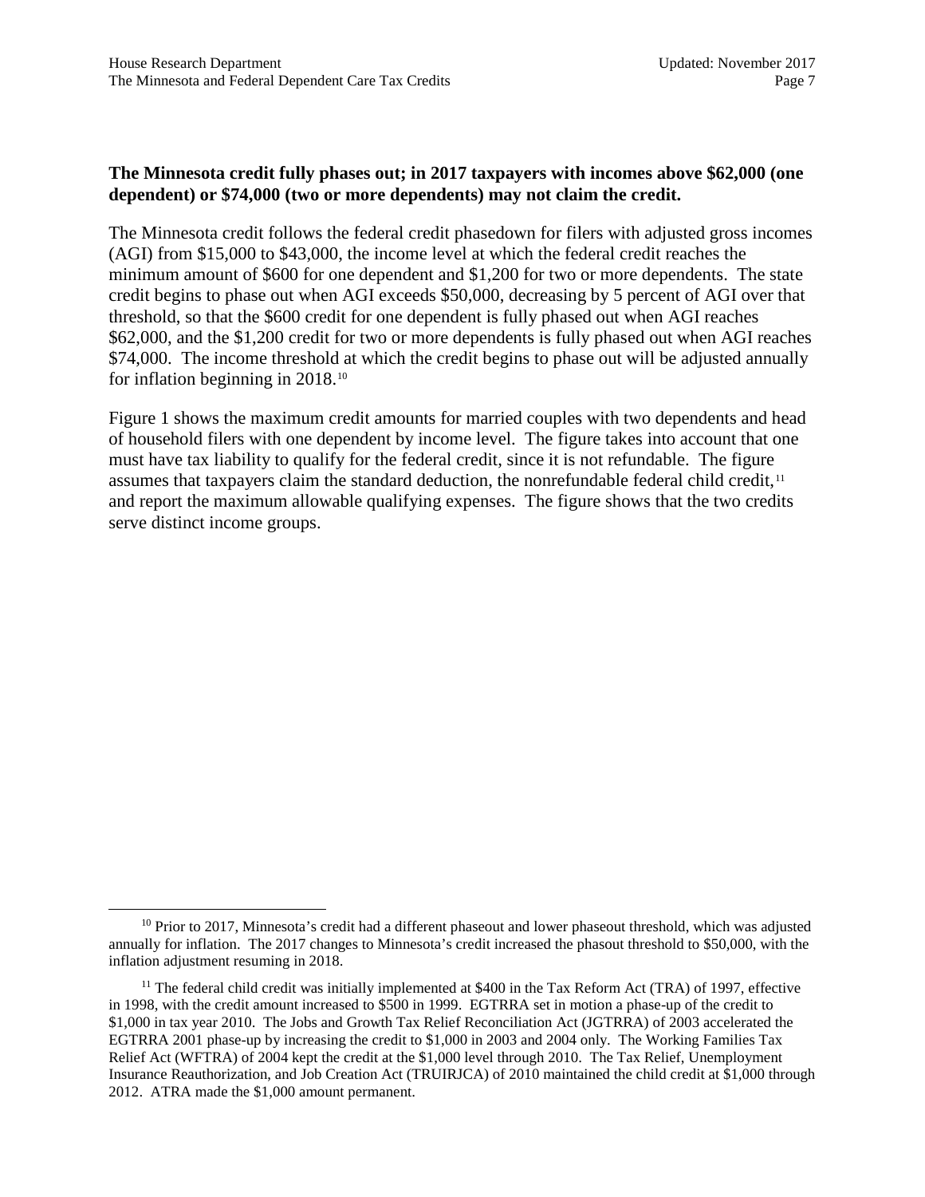**The Minnesota credit fully phases out; in 2017 taxpayers with incomes above $62,000 (one dependent) or $74,000 (two or more dependents) may not claim the credit.**

The Minnesota credit follows the federal credit phasedown for filers with adjusted gross incomes (AGI) from $15,000 to $43,000, the income level at which the federal credit reaches the minimum amount of $600 for one dependent and $1,200 for two or more dependents. The state credit begins to phase out when AGI exceeds $50,000, decreasing by 5 percent of AGI over that threshold, so that the $600 credit for one dependent is fully phased out when AGI reaches $62,000, and the $1,200 credit for two or more dependents is fully phased out when AGI reaches $74,000. The income threshold at which the credit begins to phase out will be adjusted annually for inflation beginning in 2018.[10]

Figure 1 shows the maximum credit amounts for married couples with two dependents and head of household filers with one dependent by income level. The figure takes into account that one must have tax liability to qualify for the federal credit, since it is not refundable. The figure assumes that taxpayers claim the standard deduction, the nonrefundable federal child credit,[11] and report the maximum allowable qualifying expenses. The figure shows that the two credits serve distinct income groups.

---

[10] Prior to 2017, Minnesota's credit had a different phaseout and lower phaseout threshold, which was adjusted annually for inflation. The 2017 changes to Minnesota's credit increased the phasout threshold to $50,000, with the inflation adjustment resuming in 2018.

[11] The federal child credit was initially implemented at $400 in the Tax Reform Act (TRA) of 1997, effective in 1998, with the credit amount increased to $500 in 1999. EGTRRA set in motion a phase-up of the credit to $1,000 in tax year 2010. The Jobs and Growth Tax Relief Reconciliation Act (JGTRRA) of 2003 accelerated the EGTRRA 2001 phase-up by increasing the credit to $1,000 in 2003 and 2004 only. The Working Families Tax Relief Act (WFTRA) of 2004 kept the credit at the $1,000 level through 2010. The Tax Relief, Unemployment Insurance Reauthorization, and Job Creation Act (TRUIRJCA) of 2010 maintained the child credit at $1,000 through 2012. ATRA made the $1,000 amount permanent.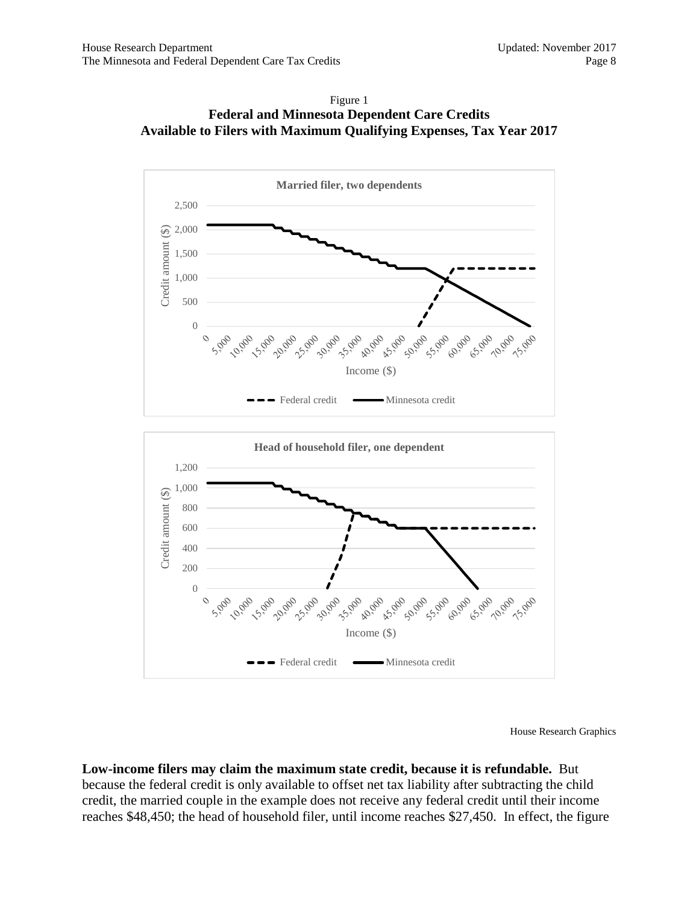Figure 1
**Federal and Minnesota Dependent Care Credits Available to Filers with Maximum Qualifying Expenses, Tax Year 2017**

**Married filer, two dependents**

**Head of household filer, one dependent**

House Research Graphics

**Low-income filers may claim the maximum state credit, because it is refundable.** But because the federal credit is only available to offset net tax liability after subtracting the child credit, the married couple in the example does not receive any federal credit until their income reaches $48,450; the head of household filer, until income reaches $27,450. In effect, the figure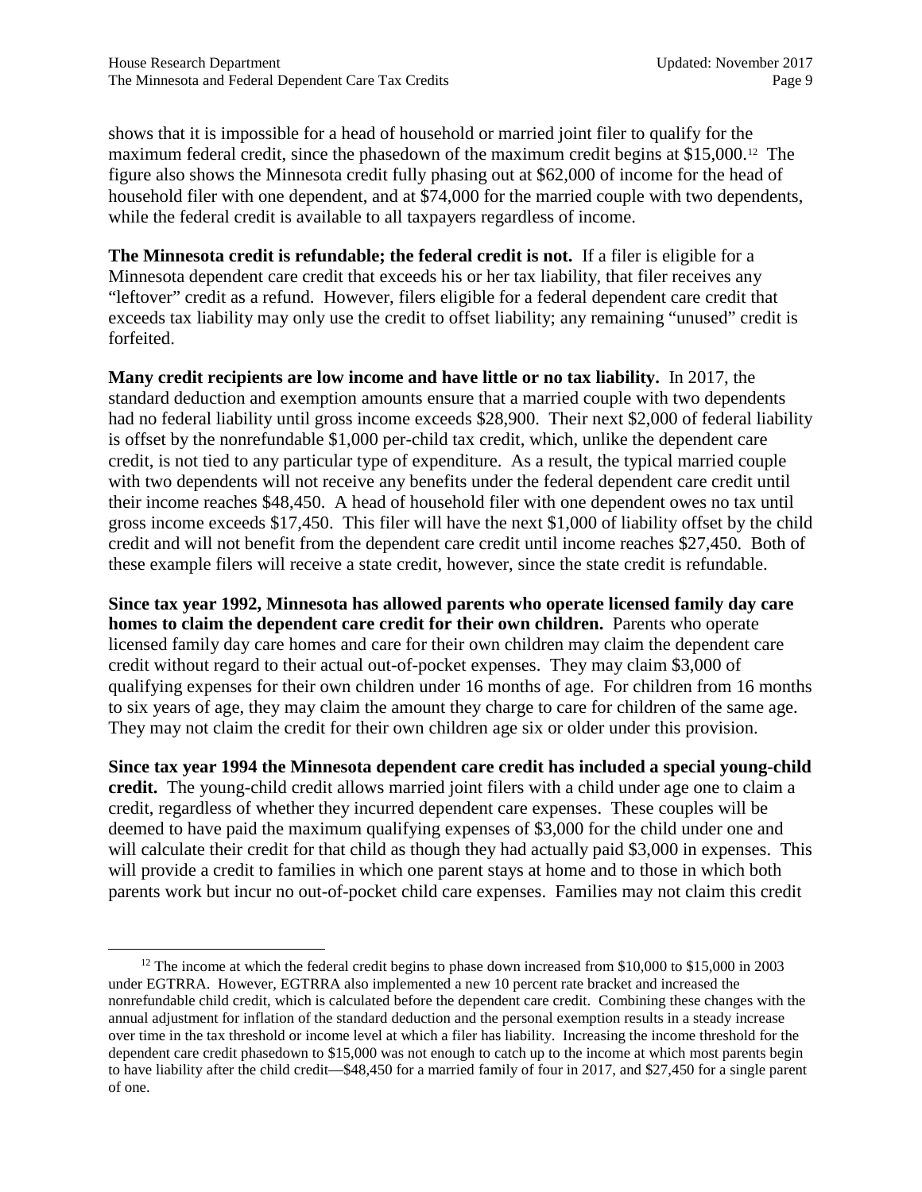shows that it is impossible for a head of household or married joint filer to qualify for the maximum federal credit, since the phasedown of the maximum credit begins at $15,000.[12] The figure also shows the Minnesota credit fully phasing out at $62,000 of income for the head of household filer with one dependent, and at $74,000 for the married couple with two dependents, while the federal credit is available to all taxpayers regardless of income.

**The Minnesota credit is refundable; the federal credit is not.** If a filer is eligible for a Minnesota dependent care credit that exceeds his or her tax liability, that filer receives any "leftover" credit as a refund. However, filers eligible for a federal dependent care credit that exceeds tax liability may only use the credit to offset liability; any remaining "unused" credit is forfeited.

**Many credit recipients are low income and have little or no tax liability.** In 2017, the standard deduction and exemption amounts ensure that a married couple with two dependents had no federal liability until gross income exceeds $28,900. Their next $2,000 of federal liability is offset by the nonrefundable $1,000 per-child tax credit, which, unlike the dependent care credit, is not tied to any particular type of expenditure. As a result, the typical married couple with two dependents will not receive any benefits under the federal dependent care credit until their income reaches $48,450. A head of household filer with one dependent owes no tax until gross income exceeds $17,450. This filer will have the next $1,000 of liability offset by the child credit and will not benefit from the dependent care credit until income reaches $27,450. Both of these example filers will receive a state credit, however, since the state credit is refundable.

**Since tax year 1992, Minnesota has allowed parents who operate licensed family day care homes to claim the dependent care credit for their own children.** Parents who operate licensed family day care homes and care for their own children may claim the dependent care credit without regard to their actual out-of-pocket expenses. They may claim $3,000 of qualifying expenses for their own children under 16 months of age. For children from 16 months to six years of age, they may claim the amount they charge to care for children of the same age. They may not claim the credit for their own children age six or older under this provision.

**Since tax year 1994 the Minnesota dependent care credit has included a special young-child credit.** The young-child credit allows married joint filers with a child under age one to claim a credit, regardless of whether they incurred dependent care expenses. These couples will be deemed to have paid the maximum qualifying expenses of $3,000 for the child under one and will calculate their credit for that child as though they had actually paid $3,000 in expenses. This will provide a credit to families in which one parent stays at home and to those in which both parents work but incur no out-of-pocket child care expenses. Families may not claim this credit

---

[12] The income at which the federal credit begins to phase down increased from $10,000 to $15,000 in 2003 under EGTRRA. However, EGTRRA also implemented a new 10 percent rate bracket and increased the nonrefundable child credit, which is calculated before the dependent care credit. Combining these changes with the annual adjustment for inflation of the standard deduction and the personal exemption results in a steady increase over time in the tax threshold or income level at which a filer has liability. Increasing the income threshold for the dependent care credit phasedown to $15,000 was not enough to catch up to the income at which most parents begin to have liability after the child credit—$48,450 for a married family of four in 2017, and $27,450 for a single parent of one.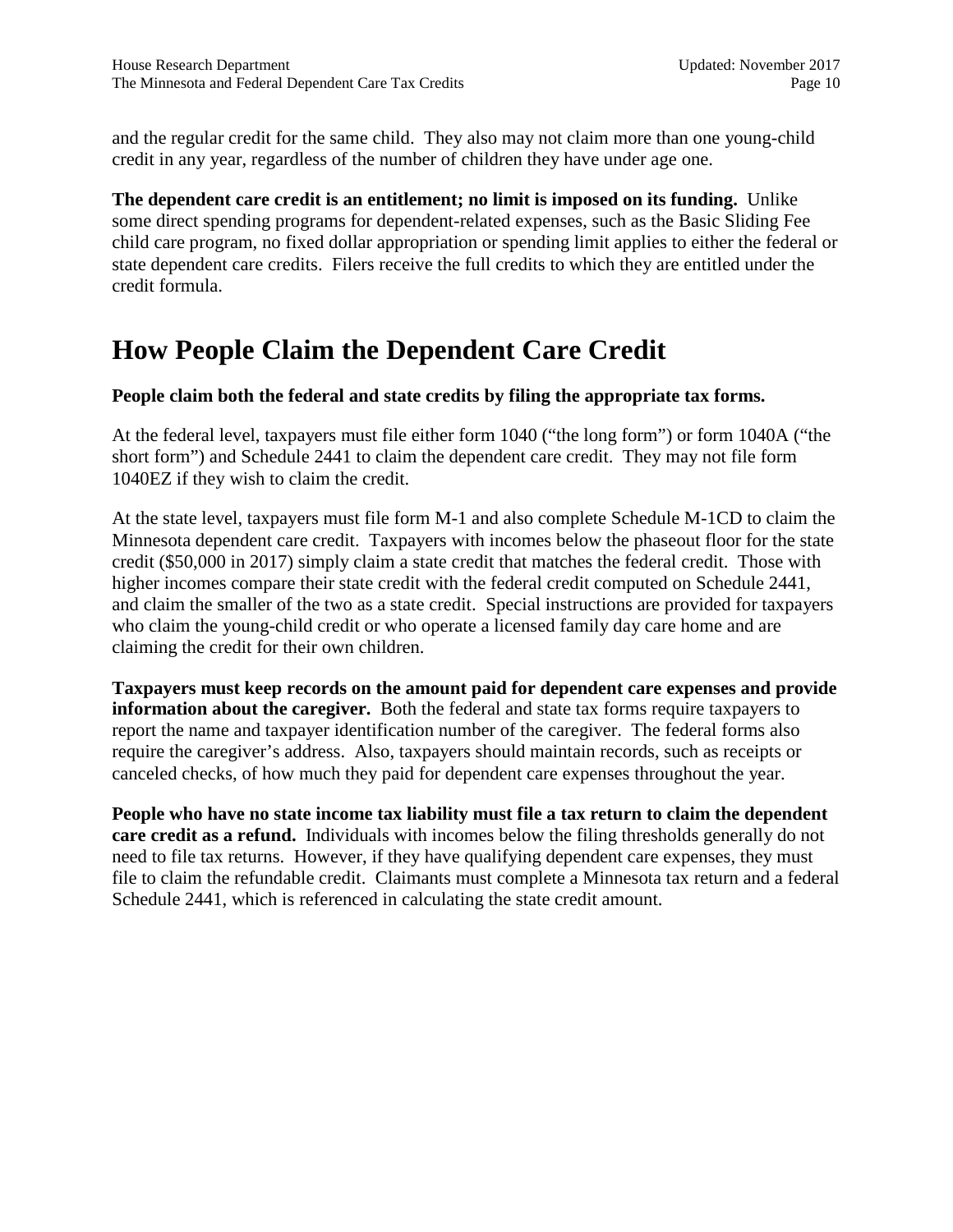and the regular credit for the same child. They also may not claim more than one young-child credit in any year, regardless of the number of children they have under age one.

**The dependent care credit is an entitlement; no limit is imposed on its funding.** Unlike some direct spending programs for dependent-related expenses, such as the Basic Sliding Fee child care program, no fixed dollar appropriation or spending limit applies to either the federal or state dependent care credits. Filers receive the full credits to which they are entitled under the credit formula.

# How People Claim the Dependent Care Credit

**People claim both the federal and state credits by filing the appropriate tax forms.**

At the federal level, taxpayers must file either form 1040 ("the long form") or form 1040A ("the short form") and Schedule 2441 to claim the dependent care credit. They may not file form 1040EZ if they wish to claim the credit.

At the state level, taxpayers must file form M-1 and also complete Schedule M-1CD to claim the Minnesota dependent care credit. Taxpayers with incomes below the phaseout floor for the state credit ($50,000 in 2017) simply claim a state credit that matches the federal credit. Those with higher incomes compare their state credit with the federal credit computed on Schedule 2441, and claim the smaller of the two as a state credit. Special instructions are provided for taxpayers who claim the young-child credit or who operate a licensed family day care home and are claiming the credit for their own children.

**Taxpayers must keep records on the amount paid for dependent care expenses and provide information about the caregiver.** Both the federal and state tax forms require taxpayers to report the name and taxpayer identification number of the caregiver. The federal forms also require the caregiver's address. Also, taxpayers should maintain records, such as receipts or canceled checks, of how much they paid for dependent care expenses throughout the year.

**People who have no state income tax liability must file a tax return to claim the dependent care credit as a refund.** Individuals with incomes below the filing thresholds generally do not need to file tax returns. However, if they have qualifying dependent care expenses, they must file to claim the refundable credit. Claimants must complete a Minnesota tax return and a federal Schedule 2441, which is referenced in calculating the state credit amount.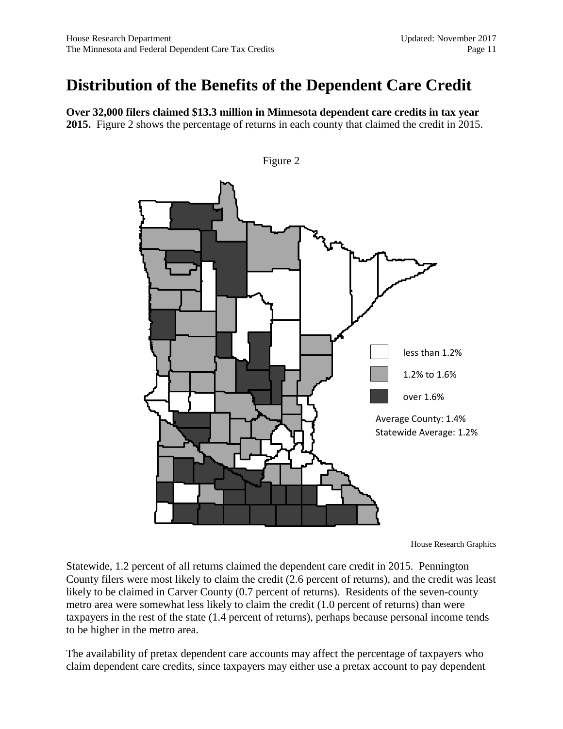# Distribution of the Benefits of the Dependent Care Credit

**Over 32,000 filers claimed $13.3 million in Minnesota dependent care credits in tax year 2015.** Figure 2 shows the percentage of returns in each county that claimed the credit in 2015.

Figure 2

less than 1.2%

1.2% to 1.6%

over 1.6%

Average County: 1.4%
Statewide Average: 1.2%

House Research Graphics

Statewide, 1.2 percent of all returns claimed the dependent care credit in 2015. Pennington County filers were most likely to claim the credit (2.6 percent of returns), and the credit was least likely to be claimed in Carver County (0.7 percent of returns). Residents of the seven-county metro area were somewhat less likely to claim the credit (1.0 percent of returns) than were taxpayers in the rest of the state (1.4 percent of returns), perhaps because personal income tends to be higher in the metro area.

The availability of pretax dependent care accounts may affect the percentage of taxpayers who claim dependent care credits, since taxpayers may either use a pretax account to pay dependent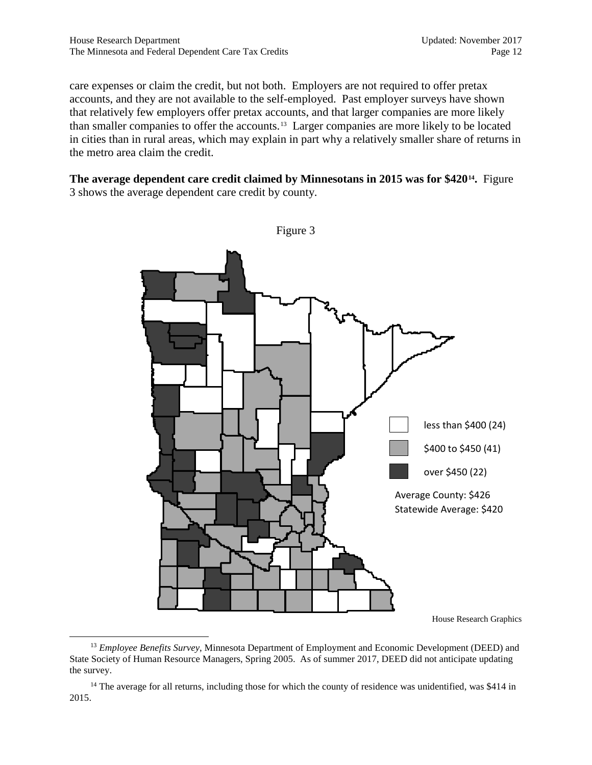care expenses or claim the credit, but not both. Employers are not required to offer pretax accounts, and they are not available to the self-employed. Past employer surveys have shown that relatively few employers offer pretax accounts, and that larger companies are more likely than smaller companies to offer the accounts.[13] Larger companies are more likely to be located in cities than in rural areas, which may explain in part why a relatively smaller share of returns in the metro area claim the credit.

**The average dependent care credit claimed by Minnesotans in 2015 was for $420[14].** Figure 3 shows the average dependent care credit by county.

Figure 3

less than $400 (24)

$400 to $450 (41)

over $450 (22)

Average County: $426
Statewide Average: $420

House Research Graphics

---

[13] *Employee Benefits Survey*, Minnesota Department of Employment and Economic Development (DEED) and State Society of Human Resource Managers, Spring 2005. As of summer 2017, DEED did not anticipate updating the survey.

[14] The average for all returns, including those for which the county of residence was unidentified, was $414 in 2015.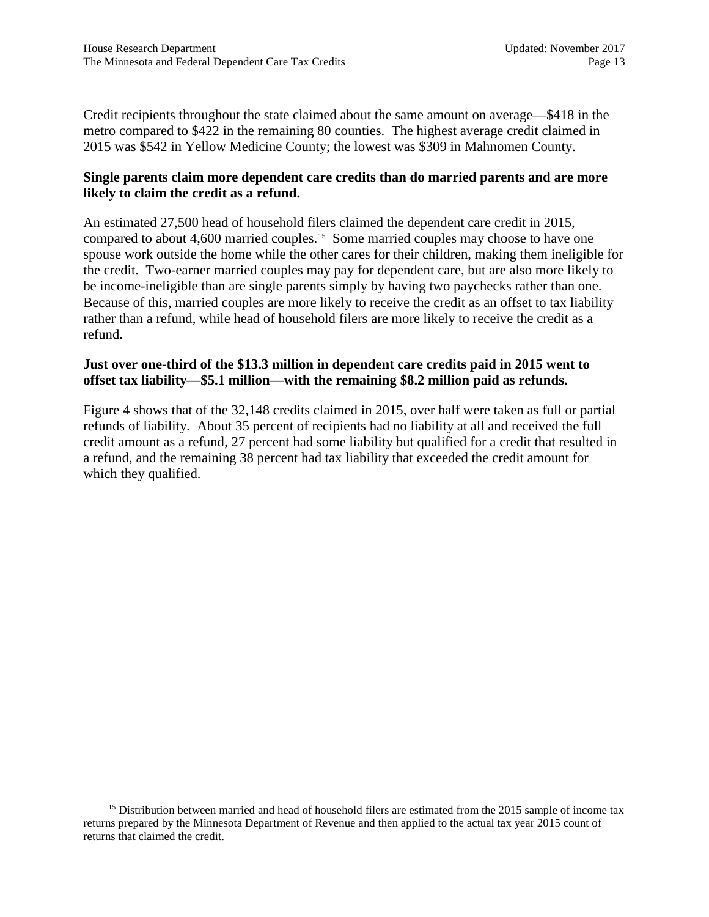Credit recipients throughout the state claimed about the same amount on average—$418 in the metro compared to $422 in the remaining 80 counties. The highest average credit claimed in 2015 was $542 in Yellow Medicine County; the lowest was $309 in Mahnomen County.

**Single parents claim more dependent care credits than do married parents and are more likely to claim the credit as a refund.**

An estimated 27,500 head of household filers claimed the dependent care credit in 2015, compared to about 4,600 married couples.[15] Some married couples may choose to have one spouse work outside the home while the other cares for their children, making them ineligible for the credit. Two-earner married couples may pay for dependent care, but are also more likely to be income-ineligible than are single parents simply by having two paychecks rather than one. Because of this, married couples are more likely to receive the credit as an offset to tax liability rather than a refund, while head of household filers are more likely to receive the credit as a refund.

**Just over one-third of the $13.3 million in dependent care credits paid in 2015 went to offset tax liability—$5.1 million—with the remaining $8.2 million paid as refunds.**

Figure 4 shows that of the 32,148 credits claimed in 2015, over half were taken as full or partial refunds of liability. About 35 percent of recipients had no liability at all and received the full credit amount as a refund, 27 percent had some liability but qualified for a credit that resulted in a refund, and the remaining 38 percent had tax liability that exceeded the credit amount for which they qualified.

[15] Distribution between married and head of household filers are estimated from the 2015 sample of income tax returns prepared by the Minnesota Department of Revenue and then applied to the actual tax year 2015 count of returns that claimed the credit.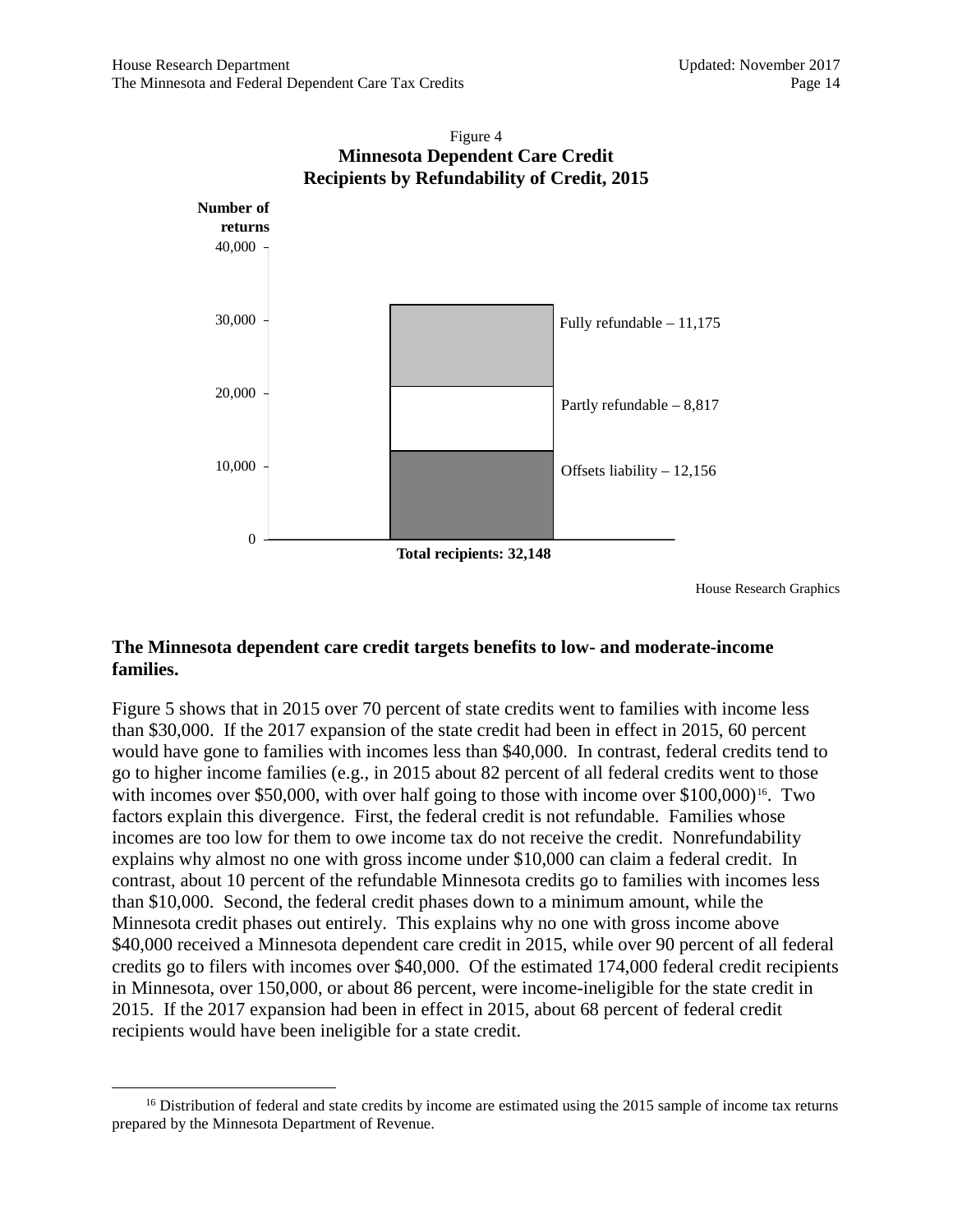Figure 4

**Minnesota Dependent Care Credit**
**Recipients by Refundability of Credit, 2015**

Number of returns

| Category | Number of returns |
| --- | --- |
| Fully refundable | 11,175 |
| Partly refundable | 8,817 |
| Offsets liability | 12,156 |
| **Total recipients** | **32,148** |

House Research Graphics

**The Minnesota dependent care credit targets benefits to low- and moderate-income families.**

Figure 5 shows that in 2015 over 70 percent of state credits went to families with income less than $30,000. If the 2017 expansion of the state credit had been in effect in 2015, 60 percent would have gone to families with incomes less than $40,000. In contrast, federal credits tend to go to higher income families (e.g., in 2015 about 82 percent of all federal credits went to those with incomes over $50,000, with over half going to those with income over $100,000)[16]. Two factors explain this divergence. First, the federal credit is not refundable. Families whose incomes are too low for them to owe income tax do not receive the credit. Nonrefundability explains why almost no one with gross income under $10,000 can claim a federal credit. In contrast, about 10 percent of the refundable Minnesota credits go to families with incomes less than $10,000. Second, the federal credit phases down to a minimum amount, while the Minnesota credit phases out entirely. This explains why no one with gross income above $40,000 received a Minnesota dependent care credit in 2015, while over 90 percent of all federal credits go to filers with incomes over $40,000. Of the estimated 174,000 federal credit recipients in Minnesota, over 150,000, or about 86 percent, were income-ineligible for the state credit in 2015. If the 2017 expansion had been in effect in 2015, about 68 percent of federal credit recipients would have been ineligible for a state credit.

[16] Distribution of federal and state credits by income are estimated using the 2015 sample of income tax returns prepared by the Minnesota Department of Revenue.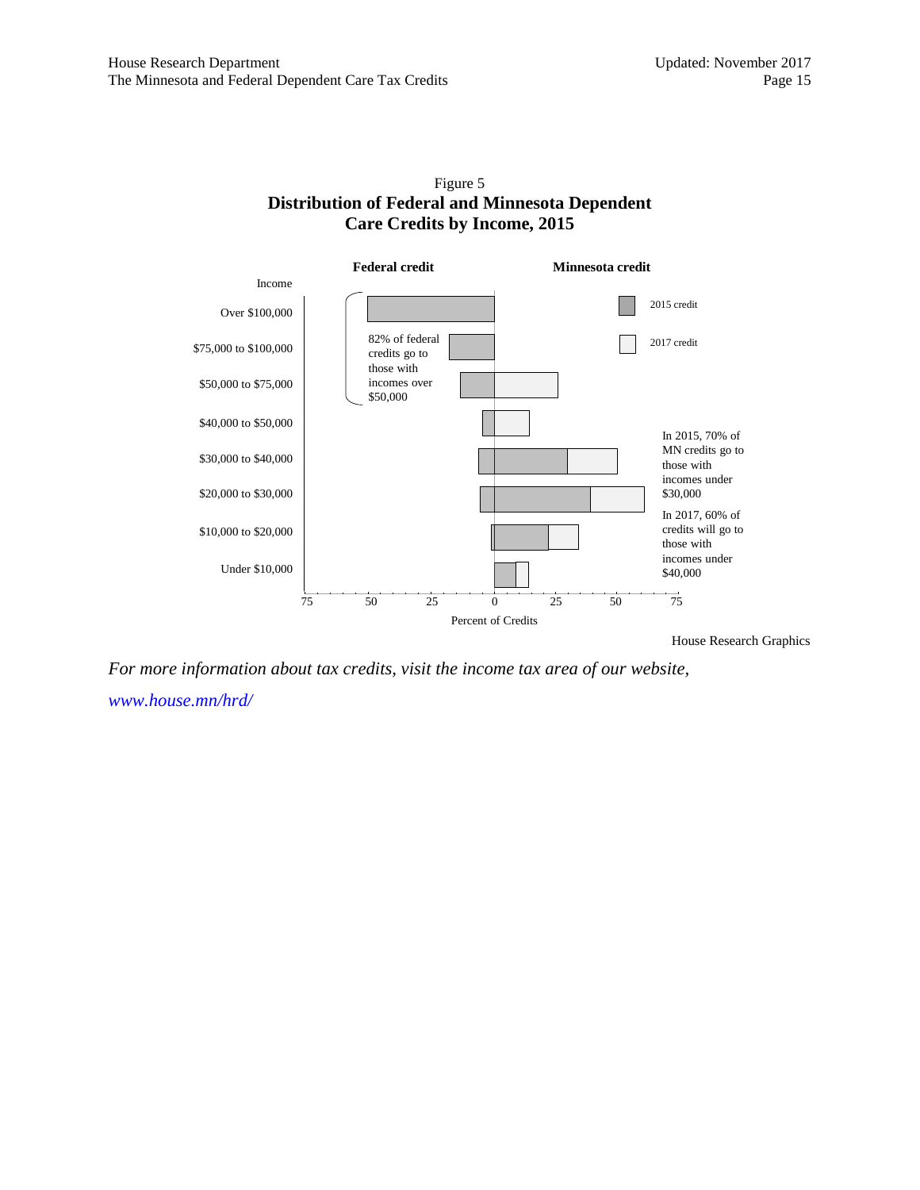Figure 5
**Distribution of Federal and Minnesota Dependent Care Credits by Income, 2015**

**Federal credit**

**Minnesota credit**

Income

Over $100,000

$75,000 to $100,000

$50,000 to $75,000

$40,000 to $50,000

$30,000 to $40,000

$20,000 to $30,000

$10,000 to $20,000

Under $10,000

2015 credit

2017 credit

82% of federal credits go to those with incomes over $50,000

In 2015, 70% of MN credits go to those with incomes under $30,000

In 2017, 60% of credits will go to those with incomes under $40,000

75 50 25 0 25 50 75

Percent of Credits

House Research Graphics

*For more information about tax credits, visit the income tax area of our website,* *www.house.mn/hrd/*